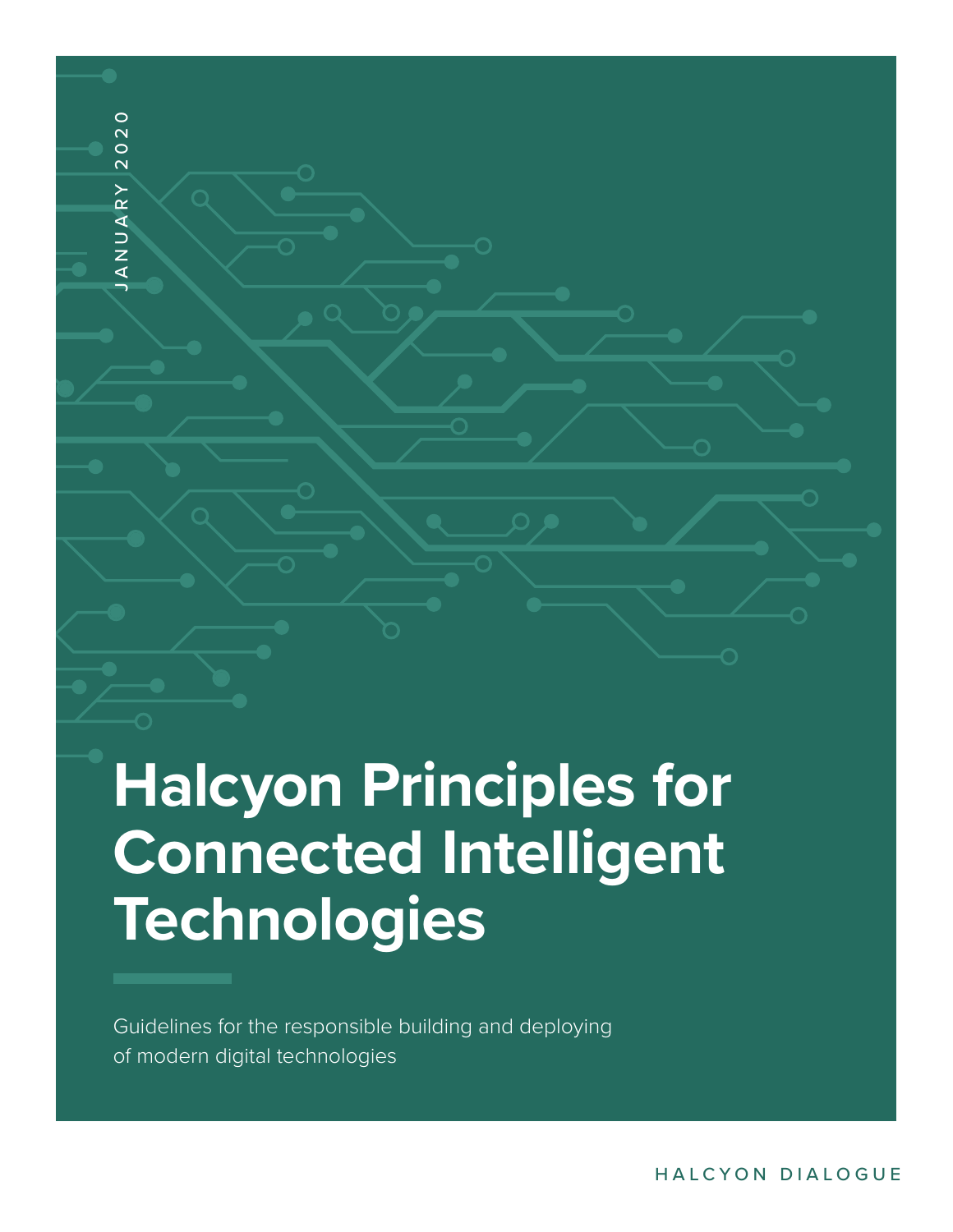JANUARY 2020

# Halcyon Principles for Connected Intelligent Technologies

Guidelines for the responsible building and deploying of modern digital technologies

HALCYON DIALOGUE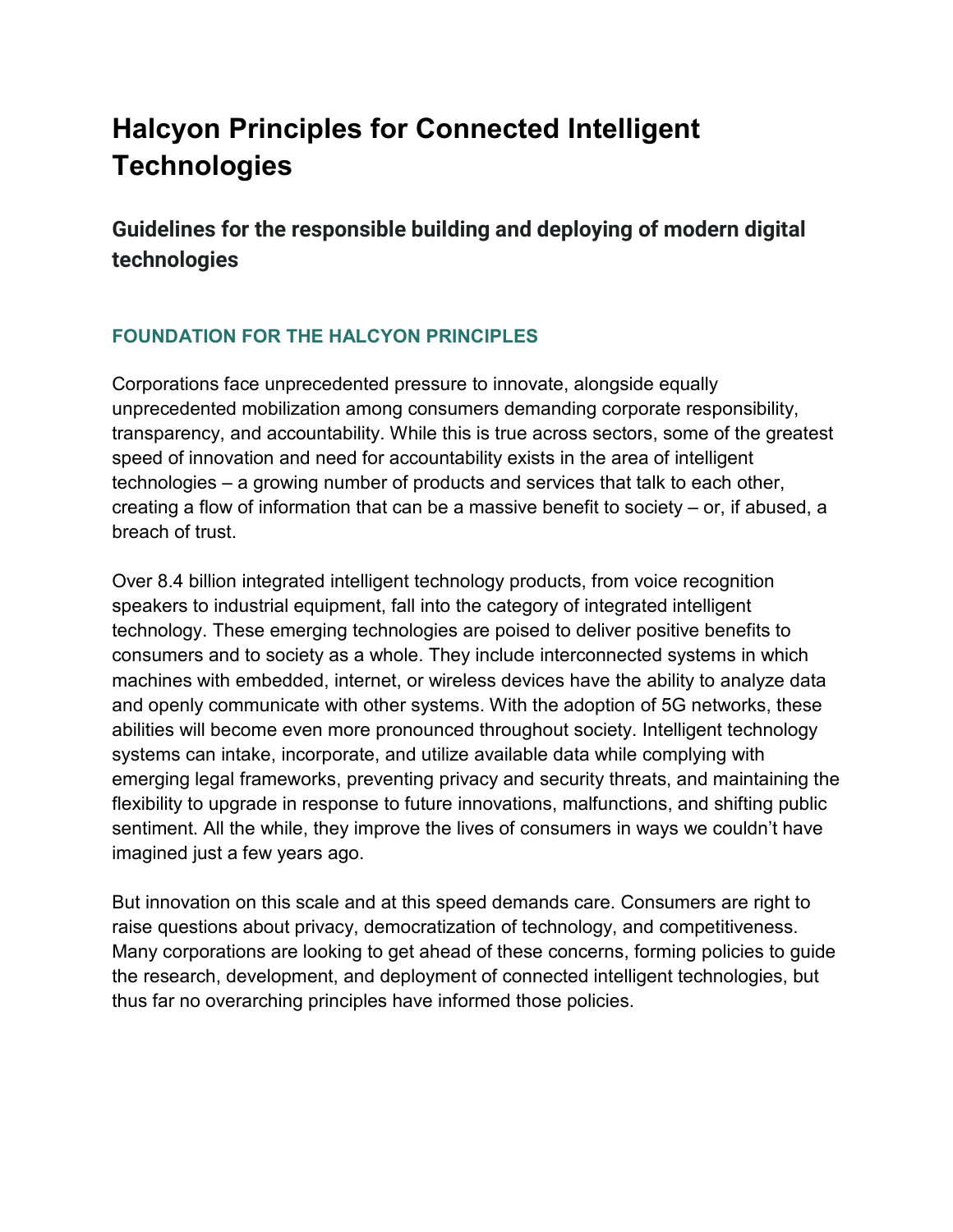# Halcyon Principles for Connected Intelligent Technologies

## Guidelines for the responsible building and deploying of modern digital technologies

### FOUNDATION FOR THE HALCYON PRINCIPLES

Corporations face unprecedented pressure to innovate, alongside equally unprecedented mobilization among consumers demanding corporate responsibility, transparency, and accountability. While this is true across sectors, some of the greatest speed of innovation and need for accountability exists in the area of intelligent technologies – a growing number of products and services that talk to each other, creating a flow of information that can be a massive benefit to society – or, if abused, a breach of trust.

Over 8.4 billion integrated intelligent technology products, from voice recognition speakers to industrial equipment, fall into the category of integrated intelligent technology. These emerging technologies are poised to deliver positive benefits to consumers and to society as a whole. They include interconnected systems in which machines with embedded, internet, or wireless devices have the ability to analyze data and openly communicate with other systems. With the adoption of 5G networks, these abilities will become even more pronounced throughout society. Intelligent technology systems can intake, incorporate, and utilize available data while complying with emerging legal frameworks, preventing privacy and security threats, and maintaining the flexibility to upgrade in response to future innovations, malfunctions, and shifting public sentiment. All the while, they improve the lives of consumers in ways we couldn't have imagined just a few years ago.

But innovation on this scale and at this speed demands care. Consumers are right to raise questions about privacy, democratization of technology, and competitiveness. Many corporations are looking to get ahead of these concerns, forming policies to guide the research, development, and deployment of connected intelligent technologies, but thus far no overarching principles have informed those policies.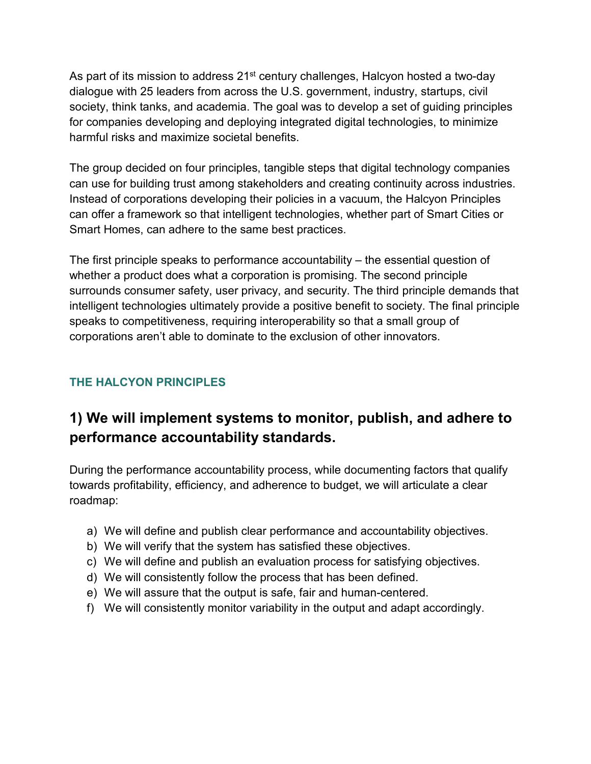As part of its mission to address 21st century challenges, Halcyon hosted a two-day dialogue with 25 leaders from across the U.S. government, industry, startups, civil society, think tanks, and academia. The goal was to develop a set of guiding principles for companies developing and deploying integrated digital technologies, to minimize harmful risks and maximize societal benefits.

The group decided on four principles, tangible steps that digital technology companies can use for building trust among stakeholders and creating continuity across industries. Instead of corporations developing their policies in a vacuum, the Halcyon Principles can offer a framework so that intelligent technologies, whether part of Smart Cities or Smart Homes, can adhere to the same best practices.

The first principle speaks to performance accountability – the essential question of whether a product does what a corporation is promising. The second principle surrounds consumer safety, user privacy, and security. The third principle demands that intelligent technologies ultimately provide a positive benefit to society. The final principle speaks to competitiveness, requiring interoperability so that a small group of corporations aren't able to dominate to the exclusion of other innovators.

### THE HALCYON PRINCIPLES

## 1) We will implement systems to monitor, publish, and adhere to performance accountability standards.

During the performance accountability process, while documenting factors that qualify towards profitability, efficiency, and adherence to budget, we will articulate a clear roadmap:

a) We will define and publish clear performance and accountability objectives.
b) We will verify that the system has satisfied these objectives.
c) We will define and publish an evaluation process for satisfying objectives.
d) We will consistently follow the process that has been defined.
e) We will assure that the output is safe, fair and human-centered.
f) We will consistently monitor variability in the output and adapt accordingly.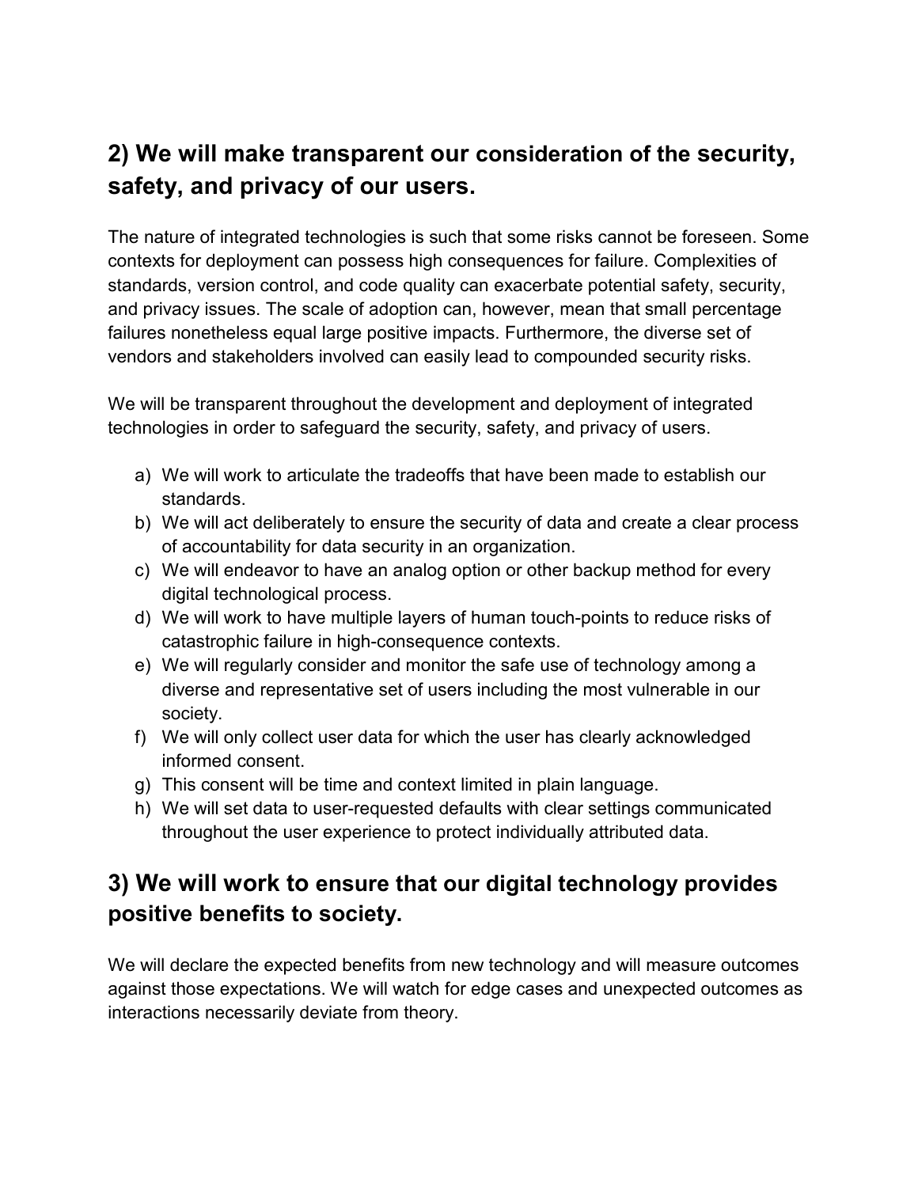## 2) We will make transparent our consideration of the security, safety, and privacy of our users.

The nature of integrated technologies is such that some risks cannot be foreseen. Some contexts for deployment can possess high consequences for failure. Complexities of standards, version control, and code quality can exacerbate potential safety, security, and privacy issues. The scale of adoption can, however, mean that small percentage failures nonetheless equal large positive impacts. Furthermore, the diverse set of vendors and stakeholders involved can easily lead to compounded security risks.

We will be transparent throughout the development and deployment of integrated technologies in order to safeguard the security, safety, and privacy of users.

a) We will work to articulate the tradeoffs that have been made to establish our standards.
b) We will act deliberately to ensure the security of data and create a clear process of accountability for data security in an organization.
c) We will endeavor to have an analog option or other backup method for every digital technological process.
d) We will work to have multiple layers of human touch-points to reduce risks of catastrophic failure in high-consequence contexts.
e) We will regularly consider and monitor the safe use of technology among a diverse and representative set of users including the most vulnerable in our society.
f) We will only collect user data for which the user has clearly acknowledged informed consent.
g) This consent will be time and context limited in plain language.
h) We will set data to user-requested defaults with clear settings communicated throughout the user experience to protect individually attributed data.

## 3) We will work to ensure that our digital technology provides positive benefits to society.

We will declare the expected benefits from new technology and will measure outcomes against those expectations. We will watch for edge cases and unexpected outcomes as interactions necessarily deviate from theory.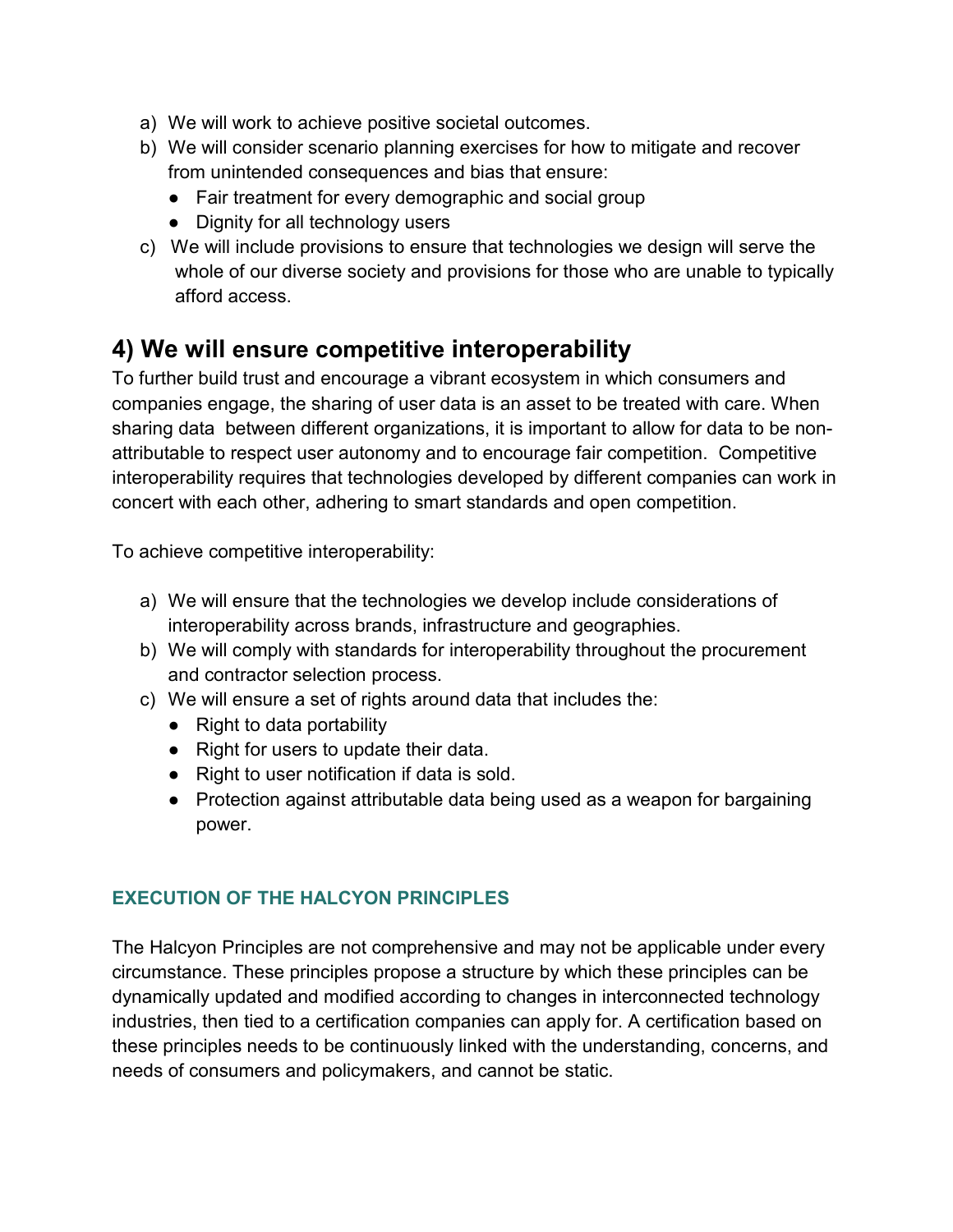a) We will work to achieve positive societal outcomes.
b) We will consider scenario planning exercises for how to mitigate and recover from unintended consequences and bias that ensure:
   - Fair treatment for every demographic and social group
   - Dignity for all technology users
c) We will include provisions to ensure that technologies we design will serve the whole of our diverse society and provisions for those who are unable to typically afford access.

## 4) We will ensure competitive interoperability

To further build trust and encourage a vibrant ecosystem in which consumers and companies engage, the sharing of user data is an asset to be treated with care. When sharing data between different organizations, it is important to allow for data to be non-attributable to respect user autonomy and to encourage fair competition. Competitive interoperability requires that technologies developed by different companies can work in concert with each other, adhering to smart standards and open competition.

To achieve competitive interoperability:

a) We will ensure that the technologies we develop include considerations of interoperability across brands, infrastructure and geographies.
b) We will comply with standards for interoperability throughout the procurement and contractor selection process.
c) We will ensure a set of rights around data that includes the:
   - Right to data portability
   - Right for users to update their data.
   - Right to user notification if data is sold.
   - Protection against attributable data being used as a weapon for bargaining power.

### EXECUTION OF THE HALCYON PRINCIPLES

The Halcyon Principles are not comprehensive and may not be applicable under every circumstance. These principles propose a structure by which these principles can be dynamically updated and modified according to changes in interconnected technology industries, then tied to a certification companies can apply for. A certification based on these principles needs to be continuously linked with the understanding, concerns, and needs of consumers and policymakers, and cannot be static.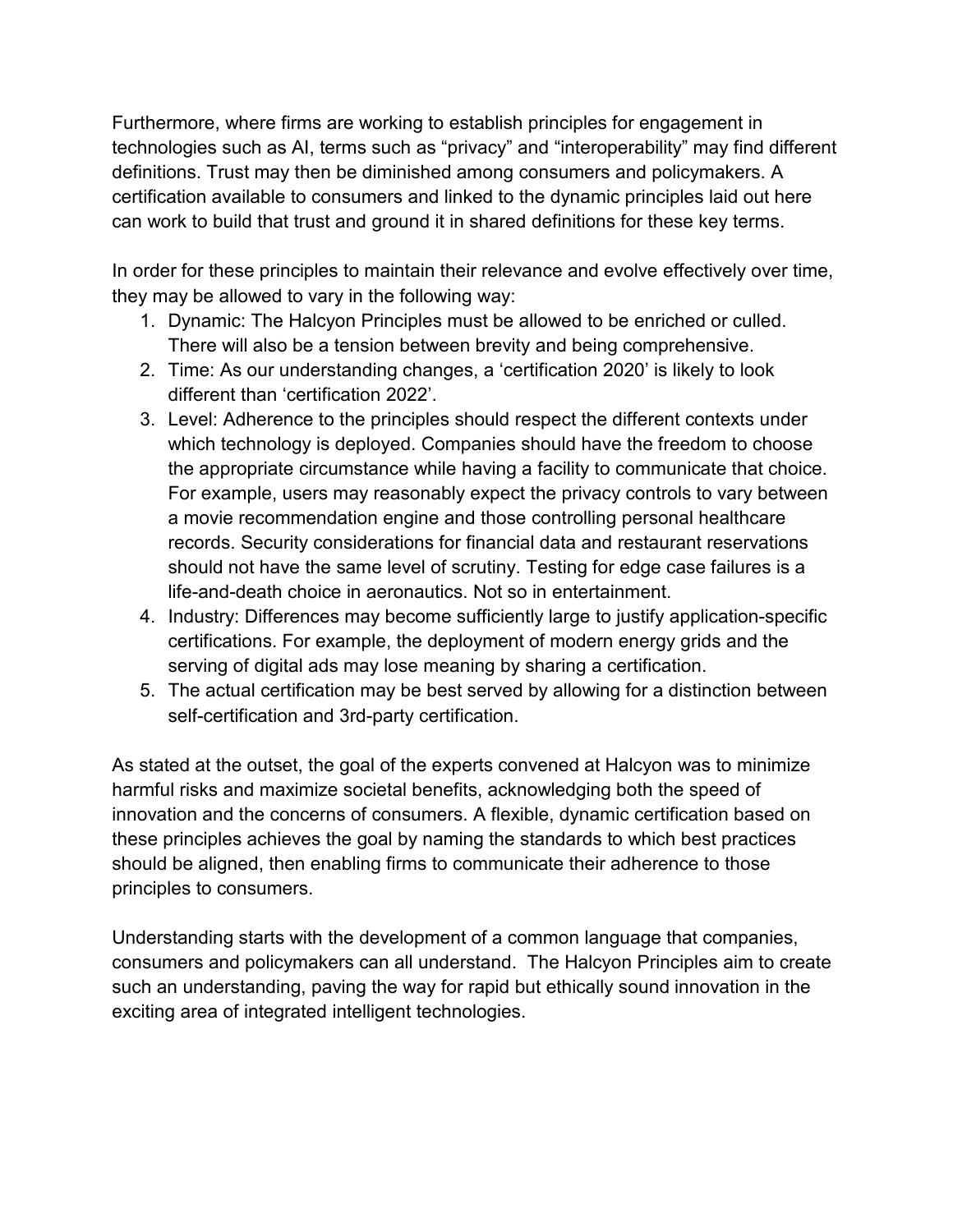Furthermore, where firms are working to establish principles for engagement in technologies such as AI, terms such as "privacy" and "interoperability" may find different definitions. Trust may then be diminished among consumers and policymakers. A certification available to consumers and linked to the dynamic principles laid out here can work to build that trust and ground it in shared definitions for these key terms.

In order for these principles to maintain their relevance and evolve effectively over time, they may be allowed to vary in the following way:

1. Dynamic: The Halcyon Principles must be allowed to be enriched or culled. There will also be a tension between brevity and being comprehensive.
2. Time: As our understanding changes, a 'certification 2020' is likely to look different than 'certification 2022'.
3. Level: Adherence to the principles should respect the different contexts under which technology is deployed. Companies should have the freedom to choose the appropriate circumstance while having a facility to communicate that choice. For example, users may reasonably expect the privacy controls to vary between a movie recommendation engine and those controlling personal healthcare records. Security considerations for financial data and restaurant reservations should not have the same level of scrutiny. Testing for edge case failures is a life-and-death choice in aeronautics. Not so in entertainment.
4. Industry: Differences may become sufficiently large to justify application-specific certifications. For example, the deployment of modern energy grids and the serving of digital ads may lose meaning by sharing a certification.
5. The actual certification may be best served by allowing for a distinction between self-certification and 3rd-party certification.

As stated at the outset, the goal of the experts convened at Halcyon was to minimize harmful risks and maximize societal benefits, acknowledging both the speed of innovation and the concerns of consumers. A flexible, dynamic certification based on these principles achieves the goal by naming the standards to which best practices should be aligned, then enabling firms to communicate their adherence to those principles to consumers.

Understanding starts with the development of a common language that companies, consumers and policymakers can all understand. The Halcyon Principles aim to create such an understanding, paving the way for rapid but ethically sound innovation in the exciting area of integrated intelligent technologies.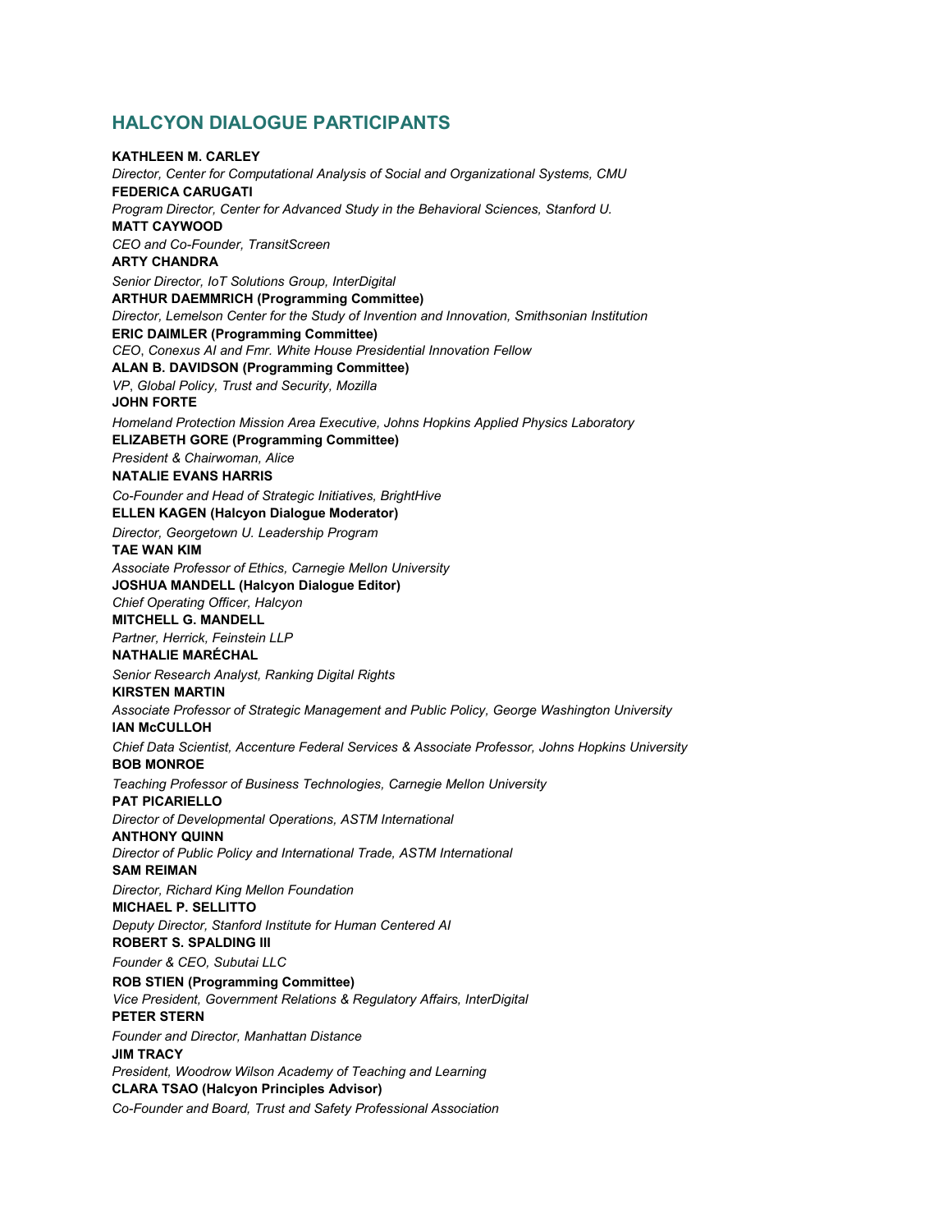## HALCYON DIALOGUE PARTICIPANTS

**KATHLEEN M. CARLEY**
*Director, Center for Computational Analysis of Social and Organizational Systems, CMU*
**FEDERICA CARUGATI**
*Program Director, Center for Advanced Study in the Behavioral Sciences, Stanford U.*
**MATT CAYWOOD**
*CEO and Co-Founder, TransitScreen*
**ARTY CHANDRA**
*Senior Director, IoT Solutions Group, InterDigital*
**ARTHUR DAEMMRICH (Programming Committee)**
*Director, Lemelson Center for the Study of Invention and Innovation, Smithsonian Institution*
**ERIC DAIMLER (Programming Committee)**
*CEO, Conexus AI and Fmr. White House Presidential Innovation Fellow*
**ALAN B. DAVIDSON (Programming Committee)**
*VP, Global Policy, Trust and Security, Mozilla*
**JOHN FORTE**
*Homeland Protection Mission Area Executive, Johns Hopkins Applied Physics Laboratory*
**ELIZABETH GORE (Programming Committee)**
*President & Chairwoman, Alice*
**NATALIE EVANS HARRIS**
*Co-Founder and Head of Strategic Initiatives, BrightHive*
**ELLEN KAGEN (Halcyon Dialogue Moderator)**
*Director, Georgetown U. Leadership Program*
**TAE WAN KIM**
*Associate Professor of Ethics, Carnegie Mellon University*
**JOSHUA MANDELL (Halcyon Dialogue Editor)**
*Chief Operating Officer, Halcyon*
**MITCHELL G. MANDELL**
*Partner, Herrick, Feinstein LLP*
**NATHALIE MARÉCHAL**
*Senior Research Analyst, Ranking Digital Rights*
**KIRSTEN MARTIN**
*Associate Professor of Strategic Management and Public Policy, George Washington University*
**IAN McCULLOH**
*Chief Data Scientist, Accenture Federal Services & Associate Professor, Johns Hopkins University*
**BOB MONROE**
*Teaching Professor of Business Technologies, Carnegie Mellon University*
**PAT PICARIELLO**
*Director of Developmental Operations, ASTM International*
**ANTHONY QUINN**
*Director of Public Policy and International Trade, ASTM International*
**SAM REIMAN**
*Director, Richard King Mellon Foundation*
**MICHAEL P. SELLITTO**
*Deputy Director, Stanford Institute for Human Centered AI*
**ROBERT S. SPALDING III**
*Founder & CEO, Subutai LLC*
**ROB STIEN (Programming Committee)**
*Vice President, Government Relations & Regulatory Affairs, InterDigital*
**PETER STERN**
*Founder and Director, Manhattan Distance*
**JIM TRACY**
*President, Woodrow Wilson Academy of Teaching and Learning*
**CLARA TSAO (Halcyon Principles Advisor)**
*Co-Founder and Board, Trust and Safety Professional Association*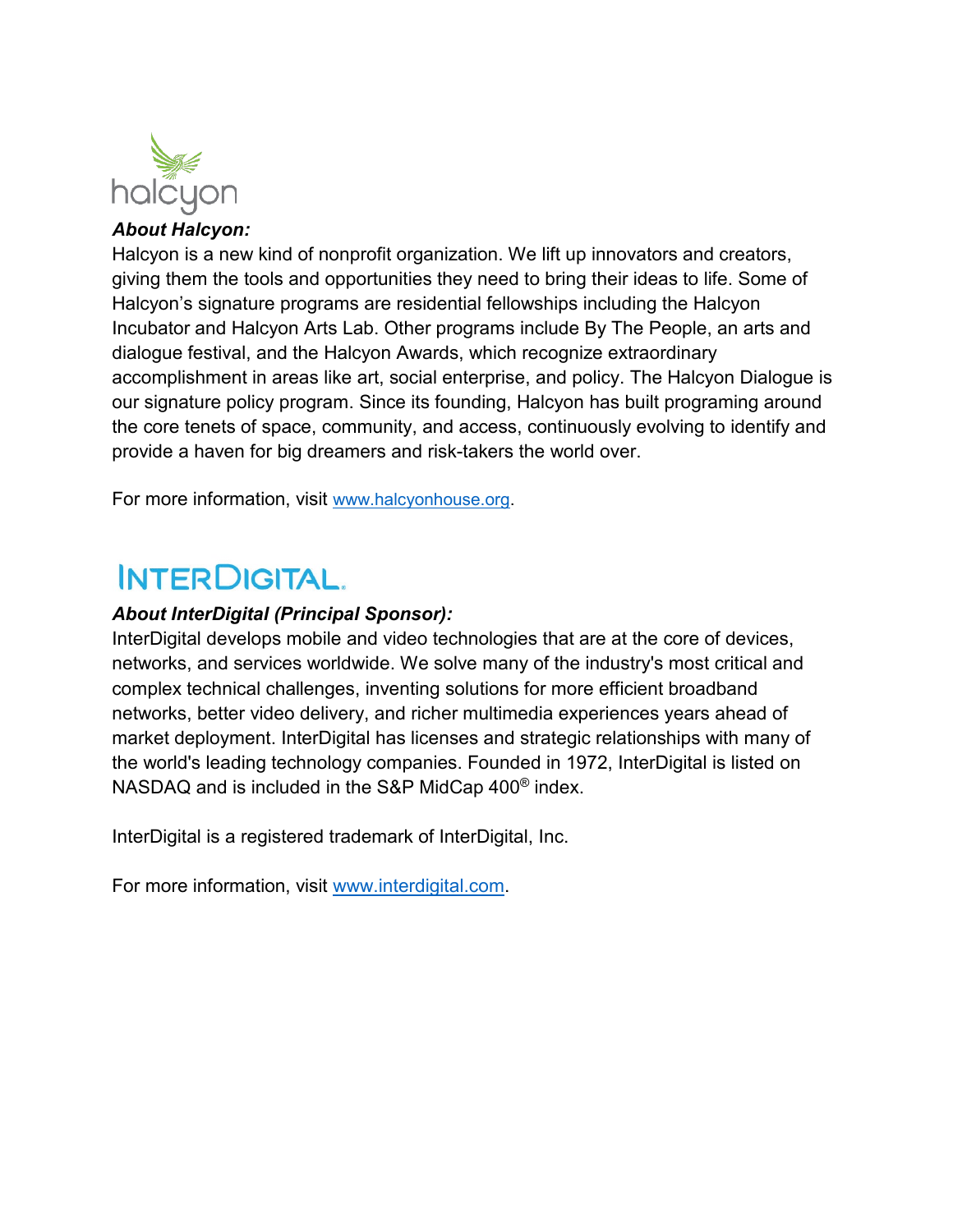halcyon

***About Halcyon:***

Halcyon is a new kind of nonprofit organization. We lift up innovators and creators, giving them the tools and opportunities they need to bring their ideas to life. Some of Halcyon's signature programs are residential fellowships including the Halcyon Incubator and Halcyon Arts Lab. Other programs include By The People, an arts and dialogue festival, and the Halcyon Awards, which recognize extraordinary accomplishment in areas like art, social enterprise, and policy. The Halcyon Dialogue is our signature policy program. Since its founding, Halcyon has built programing around the core tenets of space, community, and access, continuously evolving to identify and provide a haven for big dreamers and risk-takers the world over.

For more information, visit www.halcyonhouse.org.

INTERDIGITAL.

***About InterDigital (Principal Sponsor):***

InterDigital develops mobile and video technologies that are at the core of devices, networks, and services worldwide. We solve many of the industry's most critical and complex technical challenges, inventing solutions for more efficient broadband networks, better video delivery, and richer multimedia experiences years ahead of market deployment. InterDigital has licenses and strategic relationships with many of the world's leading technology companies. Founded in 1972, InterDigital is listed on NASDAQ and is included in the S&P MidCap 400® index.

InterDigital is a registered trademark of InterDigital, Inc.

For more information, visit www.interdigital.com.